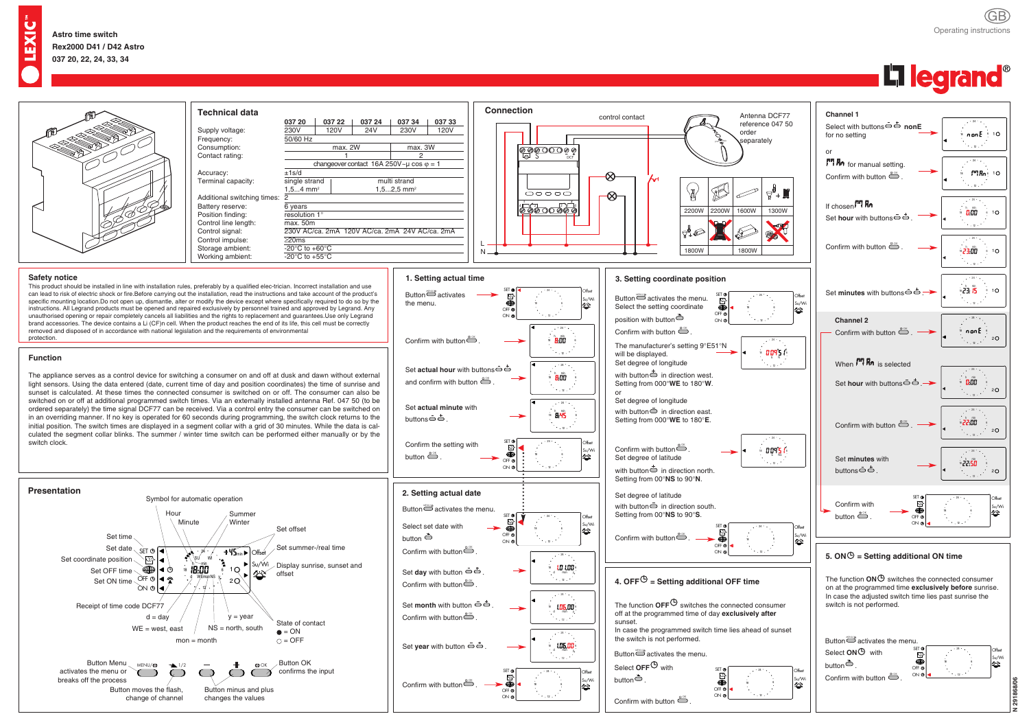**Astro time switch**
**Rex2000 D41 / D42 Astro**
**037 20, 22, 24, 33, 34**

GB
Operating instructions

legrand®

## Technical data

| | 037 20 | 037 22 | 037 24 | 037 34 | 037 33 |
|---|---|---|---|---|---|
| Supply voltage: | 230V | 120V | 24V | 230V | 120V |
| Frequency: | 50/60 Hz | | | | |
| Consumption: | max. 2W | | | max. 3W | |
| Contact rating: | 1 | | | 2 | |
| | changeover contact 16A 250V~μ cos φ = 1 | | | | |
| Accuracy: | ±1s/d | | | | |
| Terminal capacity: | single strand 1,5...4 mm² | multi strand 1,5...2,5 mm² | | | |
| Additional switching times: | 2 | | | | |
| Battery reserve: | 6 years | | | | |
| Position finding: | resolution 1° | | | | |
| Control line length: | max. 50m | | | | |
| Control signal: | 230V AC/ca. 2mA 120V AC/ca. 2mA 24V AC/ca. 2mA | | | | |
| Control impulse: | ≥20ms | | | | |
| Storage ambient: | -20°C to +60°C | | | | |
| Working ambient: | -20°C to +55°C | | | | |

## Connection

control contact

Antenna DCF77 reference 047 50 order separately

L
N

2200W | 2200W | 1600W | 1300W
1800W | | 1800W |

## Safety notice

This product should be installed in line with installation rules, preferably by a qualified elec-trician. Incorrect installation and use can lead to risk of electric shock or fire.Before carrying out the installation, read the instructions and take account of the product's specific mounting location.Do not open up, dismantle, alter or modify the device except where specifically required to do so by the instructions. All Legrand products must be opened and repaired exclusively by personnel trained and approved by Legrand. Any unauthorised opening or repair completely cancels all liabilities and the rights to replacement and guarantees.Use only Legrand brand accessories. The device contains a Li (CF)n cell. When the product reaches the end of its life, this cell must be correctly removed and disposed of in accordance with national legislation and the requirements of environmental protection.

## Function

The appliance serves as a control device for switching a consumer on and off at dusk and dawn without external light sensors. Using the data entered (date, current time of day and position coordinates) the time of sunrise and sunset is calculated. The consumer is switched on or off. The consumer can also be switched on or off at additional programmed switch times. Via an externally installed antenna Ref. 047 50 (to be ordered separately) the time signal DCF77 can be received. Via a control entry the consumer can be switched on in an overriding manner. If no key is operated for 60 seconds during programming, the switch clock returns to the initial position. The switch times are displayed in a segment collar with a grid of 30 minutes. While the data is cal-culated the segment collar blinks. The summer / winter time switch can be performed either manually or by the switch clock.

## Presentation

Symbol for automatic operation — Hour — Minute — Summer — Winter — Set offset — Set summer-/real time — Display sunrise, sunset and offset — Set time — Set date — Set coordinate position — Set OFF time — Set ON time — Receipt of time code DCF77 — d = day — y = year — WE = west, east — NS = north, south — mon = month — State of contact ● = ON ○ = OFF

Button Menu activates the menu or breaks off the process — Button moves the flash, change of channel — Button minus and plus changes the values — Button OK confirms the input

## 1. Setting actual time

Button MENU activates the menu.

Confirm with button OK.

Set **actual hour** with buttons − + and confirm with button OK.

Set **actual minute** with buttons − +.

Confirm the setting with button OK.

## 2. Setting actual date

Button MENU activates the menu.

Select set date with button ⇨.

Confirm with button OK.

Set **day** with button − +.

Confirm with button OK.

Set **month** with button − +.

Confirm with button OK.

Set **year** with button − +.

Confirm with button OK.

## 3. Setting coordinate position

Button MENU activates the menu. Select the setting coordinate position with button ⇨.

Confirm with button OK.

The manufacturer's setting 9°E51°N will be displayed.
Set degree of longitude with button + in direction west. Setting from 000°**WE** to 180°**W**.
or
Set degree of longitude with button − in direction east. Setting from 000°**WE** to 180°**E**.

Confirm with button OK.
Set degree of latitude with button − in direction north. Setting from 00°**NS** to 90°**N**.

Set degree of latitude with button − in direction south. Setting from 00°**NS** to 90°**S**.

Confirm with button OK.

## 4. OFF⏲ = Setting additional OFF time

The function **OFF**⏲ switches the connected consumer off at the programmed time of day **exclusively after** sunset.
In case the programmed switch time lies ahead of sunset the switch is not performed.

Button MENU activates the menu.

Select **OFF**⏲ with button ⇨.

Confirm with button OK.

## Channel 1

Select with buttons − + **nonE** for no setting

or

**M An** for manual setting.
Confirm with button OK.

If chosen **M An**
Set **hour** with buttons − +.

Confirm with button OK.

Set **minutes** with buttons − +.

## Channel 2

Confirm with button OK.

When **M An** is selected

Set hour with buttons − +.

Confirm with button OK.

Set **minutes** with buttons − +.

Confirm with button OK.

## 5. ON⏲ = Setting additional ON time

The function **ON**⏲ switches the connected consumer on at the programmed time **exclusively before** sunrise.
In case the adjusted switch time lies past sunrise the switch is not performed.

Button MENU activates the menu.
Select **ON**⏲ with button ⇨.
Confirm with button OK.

N 291868/06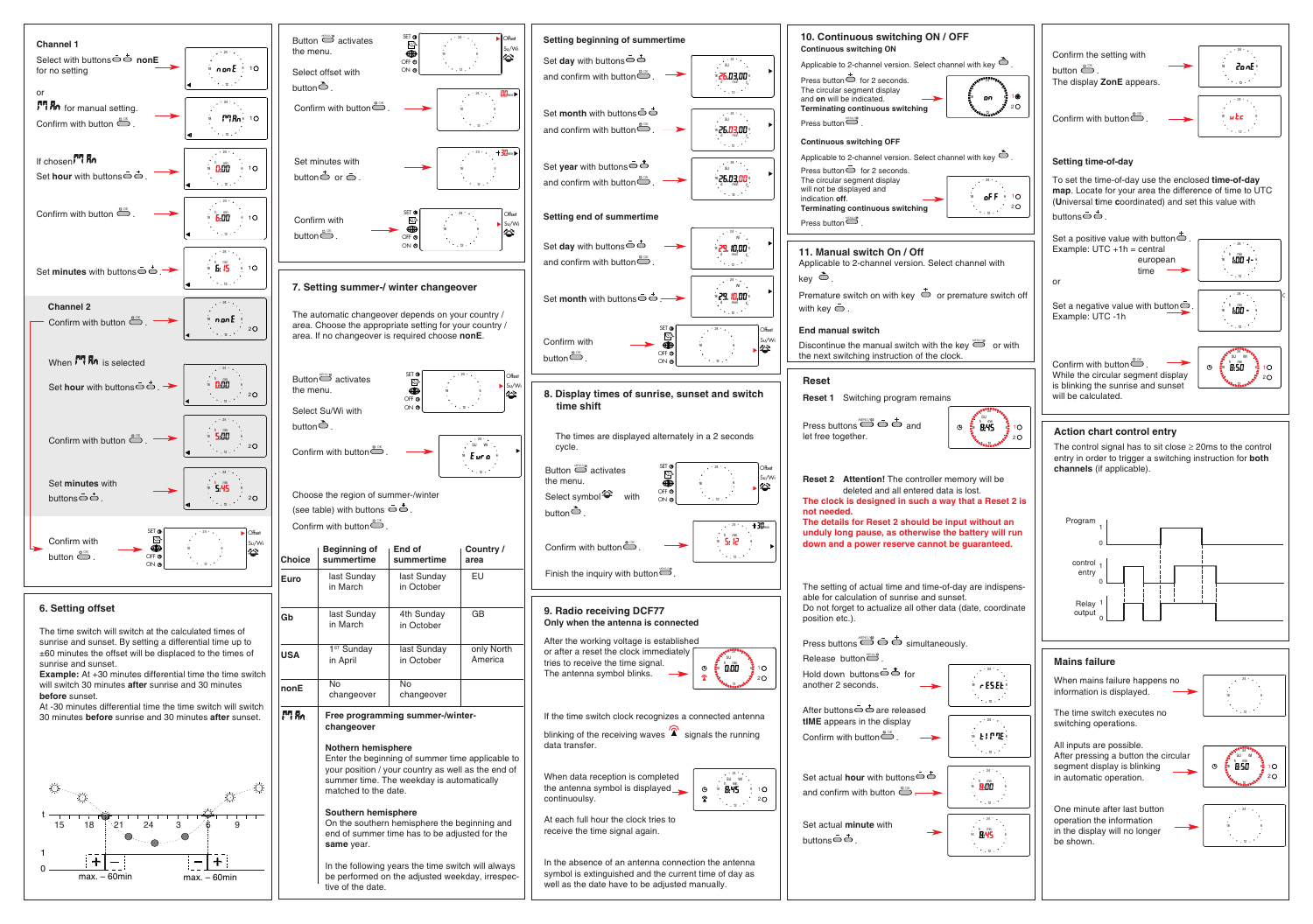**Channel 1**

Select with buttons nonE for no setting

or

MAn for manual setting.

Confirm with button OK.

If chosen MAn

Set **hour** with buttons.

Confirm with button OK.

Set **minutes** with buttons.

**Channel 2**

Confirm with button OK.

When MAn is selected

Set hour with buttons.

Confirm with button OK.

Set minutes with buttons.

Confirm with button.

## 6. Setting offset

The time switch will switch at the calculated times of sunrise and sunset. By setting a differential time up to ±60 minutes the offset will be displaced to the times of sunrise and sunset.

**Example:** At +30 minutes differential time the time switch will switch 30 minutes **after** sunrise and 30 minutes **before** sunset.

At -30 minutes differential time the time switch will switch 30 minutes **before** sunrise and 30 minutes **after** sunset.

t

15 18 21 24 3 6 9

1

0

max. – 60min max. – 60min

Button MENU activates the menu.

Select offset with button.

Confirm with button OK.

Set minutes with button or.

Confirm with button OK.

## 7. Setting summer-/ winter changeover

The automatic changeover depends on your country / area. Choose the appropriate setting for your country / area. If no changeover is required choose **nonE**.

Button MENU activates the menu.

Select Su/Wi with button.

Confirm with button OK.

Choose the region of summer-/winter (see table) with buttons.

Confirm with button OK.

| Choice | Beginning of summertime | End of summertime | Country / area |
|---|---|---|---|
| **Euro** | last Sunday in March | last Sunday in October | EU |
| **Gb** | last Sunday in March | 4th Sunday in October | GB |
| **USA** | 1ST Sunday in April | last Sunday in October | only North America |
| **nonE** | No changeover | No changeover | |
| **MAn** | **Free programming summer-/winter-changeover** | | |

**Nothern hemisphere**

Enter the beginning of summer time applicable to your position / your country as well as the end of summer time. The weekday is automatically matched to the date.

**Southern hemisphere**

On the southern hemisphere the beginning and end of summer time has to be adjusted for the **same** year.

In the following years the time switch will always be performed on the adjusted weekday, irrespective of the date.

**Setting beginning of summertime**

Set **day** with buttons and confirm with button OK.

Set **month** with buttons and confirm with button OK.

Set **year** with buttons and confirm with button OK.

**Setting end of summertime**

Set **day** with buttons and confirm with button OK.

Set **month** with buttons.

Confirm with button OK.

## 8. Display times of sunrise, sunset and switch time shift

The times are displayed alternately in a 2 seconds cycle.

Button MENU activates the menu.

Select symbol with button.

Confirm with button OK.

Finish the inquiry with button MENU.

## 9. Radio receiving DCF77

**Only when the antenna is connected**

After the working voltage is established or after a reset the clock immediately tries to receive the time signal. The antenna symbol blinks.

If the time switch clock recognizes a connected antenna blinking of the receiving waves signals the running data transfer.

When data reception is completed the antenna symbol is displayed continuously.

At each full hour the clock tries to receive the time signal again.

In the absence of an antenna connection the antenna symbol is extinguished and the current time of day as well as the date have to be adjusted manually.

## 10. Continuous switching ON / OFF

**Continuous switching ON**

Applicable to 2-channel version. Select channel with key.

Press button for 2 seconds. The circular segment display and **on** will be indicated.

**Terminating continuous switching**

Press button.

**Continuous switching OFF**

Applicable to 2-channel version. Select channel with key.

Press button for 2 seconds. The circular segment display will not be displayed and indication **off**.

**Terminating continuous switching**

Press button MENU.

## 11. Manual switch On / Off

Applicable to 2-channel version. Select channel with key.

Premature switch on with key or premature switch off with key.

**End manual switch**

Discontinue the manual switch with the key MENU or with the next switching instruction of the clock.

## Reset

**Reset 1** Switching program remains

Press buttons MENU and let free together.

**Reset 2 Attention!** The controller memory will be deleted and all entered data is lost.

**The clock is designed in such a way that a Reset 2 is not needed.**

**The details for Reset 2 should be input without an unduly long pause, as otherwise the battery will run down and a power reserve cannot be guaranteed.**

The setting of actual time and time-of-day uses is indispensable for calculation of sunrise and sunset.

Do not forget to actualize all other data (date, coordinate position etc.).

Press buttons MENU simultaneously.

Release button MENU.

Hold down buttons for another 2 seconds.

After buttons are released **tIME** appears in the display

Confirm with button OK.

Set actual **hour** with buttons and confirm with button OK.

Set actual **minute** with buttons.

Confirm the setting with button OK.

The display **ZonE** appears.

Confirm with button OK.

**Setting time-of-day**

To set the time-of-day use the enclosed **time-of-day map**. Locate for your area the difference of time to UTC (**U**niversal **t**ime **c**oordinated) and set this value with buttons.

Set a positive value with button.

Example: UTC +1h = central european time

or

Set a negative value with button.

Example: UTC -1h

Confirm with button OK.

While the circular segment display is blinking the sunrise and sunset will be calculated.

## Action chart control entry

The control signal has to sit close ≥ 20ms to the control entry in order to trigger a switching instruction for **both channels** (if applicable).

Program 1 0

control entry 1 0

Relay output 1 0

## Mains failure

When mains failure happens no information is displayed.

The time switch executes no switching operations.

All inputs are possible.

After pressing a button the circular segment display is blinking in automatic operation.

One minute after last button operation the information in the display will no longer be shown.